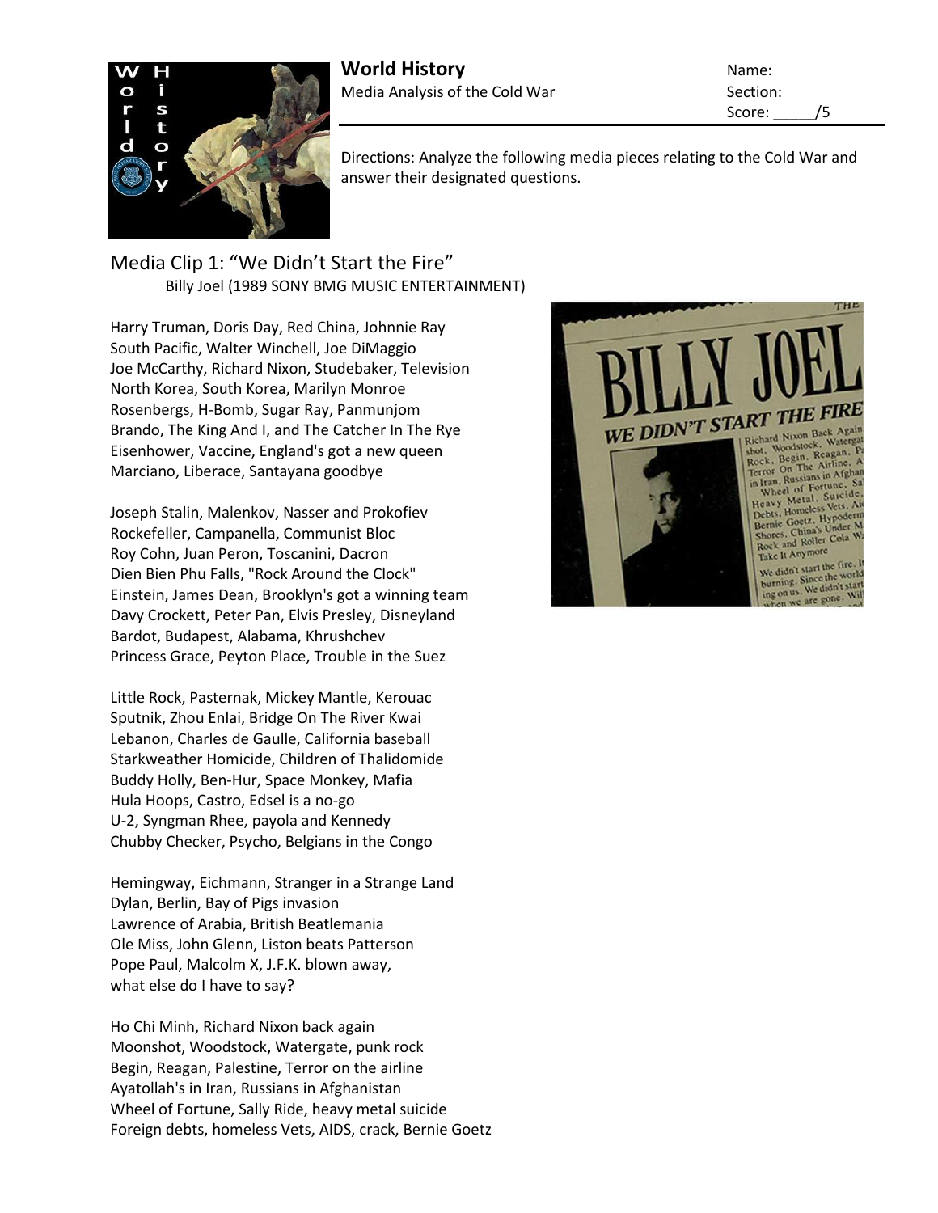# World History

Media Analysis of the Cold War

Name:
Section:
Score: _____/5

Directions: Analyze the following media pieces relating to the Cold War and answer their designated questions.

## Media Clip 1: "We Didn't Start the Fire"

Billy Joel (1989 SONY BMG MUSIC ENTERTAINMENT)

Harry Truman, Doris Day, Red China, Johnnie Ray
South Pacific, Walter Winchell, Joe DiMaggio
Joe McCarthy, Richard Nixon, Studebaker, Television
North Korea, South Korea, Marilyn Monroe
Rosenbergs, H-Bomb, Sugar Ray, Panmunjom
Brando, The King And I, and The Catcher In The Rye
Eisenhower, Vaccine, England's got a new queen
Marciano, Liberace, Santayana goodbye

Joseph Stalin, Malenkov, Nasser and Prokofiev
Rockefeller, Campanella, Communist Bloc
Roy Cohn, Juan Peron, Toscanini, Dacron
Dien Bien Phu Falls, "Rock Around the Clock"
Einstein, James Dean, Brooklyn's got a winning team
Davy Crockett, Peter Pan, Elvis Presley, Disneyland
Bardot, Budapest, Alabama, Khrushchev
Princess Grace, Peyton Place, Trouble in the Suez

Little Rock, Pasternak, Mickey Mantle, Kerouac
Sputnik, Zhou Enlai, Bridge On The River Kwai
Lebanon, Charles de Gaulle, California baseball
Starkweather Homicide, Children of Thalidomide
Buddy Holly, Ben-Hur, Space Monkey, Mafia
Hula Hoops, Castro, Edsel is a no-go
U-2, Syngman Rhee, payola and Kennedy
Chubby Checker, Psycho, Belgians in the Congo

Hemingway, Eichmann, Stranger in a Strange Land
Dylan, Berlin, Bay of Pigs invasion
Lawrence of Arabia, British Beatlemania
Ole Miss, John Glenn, Liston beats Patterson
Pope Paul, Malcolm X, J.F.K. blown away,
what else do I have to say?

Ho Chi Minh, Richard Nixon back again
Moonshot, Woodstock, Watergate, punk rock
Begin, Reagan, Palestine, Terror on the airline
Ayatollah's in Iran, Russians in Afghanistan
Wheel of Fortune, Sally Ride, heavy metal suicide
Foreign debts, homeless Vets, AIDS, crack, Bernie Goetz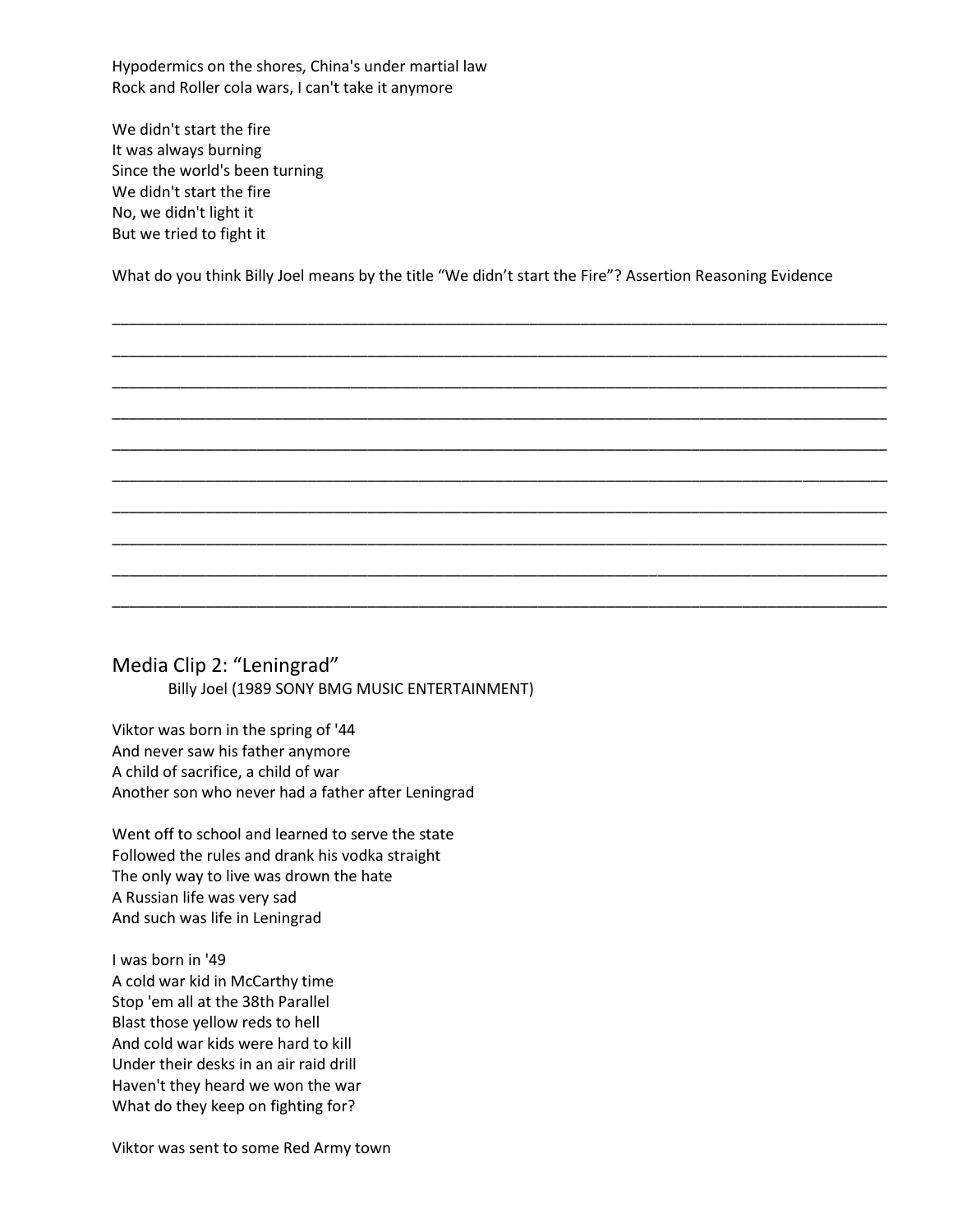Hypodermics on the shores, China's under martial law
Rock and Roller cola wars, I can't take it anymore

We didn't start the fire
It was always burning
Since the world's been turning
We didn't start the fire
No, we didn't light it
But we tried to fight it

What do you think Billy Joel means by the title "We didn't start the Fire"? Assertion Reasoning Evidence

_______________________________________________________________________________________

_______________________________________________________________________________________

_______________________________________________________________________________________

_______________________________________________________________________________________

_______________________________________________________________________________________

_______________________________________________________________________________________

_______________________________________________________________________________________

_______________________________________________________________________________________

_______________________________________________________________________________________

_______________________________________________________________________________________

## Media Clip 2: "Leningrad"

Billy Joel (1989 SONY BMG MUSIC ENTERTAINMENT)

Viktor was born in the spring of '44
And never saw his father anymore
A child of sacrifice, a child of war
Another son who never had a father after Leningrad

Went off to school and learned to serve the state
Followed the rules and drank his vodka straight
The only way to live was drown the hate
A Russian life was very sad
And such was life in Leningrad

I was born in '49
A cold war kid in McCarthy time
Stop 'em all at the 38th Parallel
Blast those yellow reds to hell
And cold war kids were hard to kill
Under their desks in an air raid drill
Haven't they heard we won the war
What do they keep on fighting for?

Viktor was sent to some Red Army town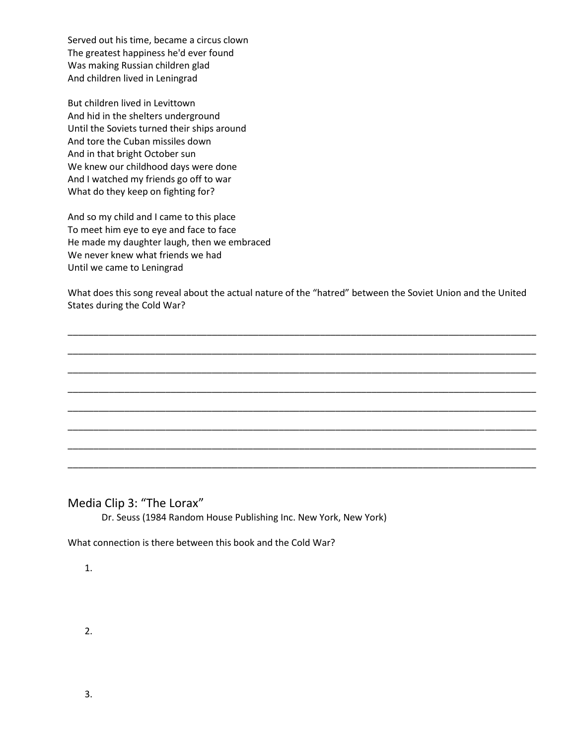Served out his time, became a circus clown
The greatest happiness he'd ever found
Was making Russian children glad
And children lived in Leningrad

But children lived in Levittown
And hid in the shelters underground
Until the Soviets turned their ships around
And tore the Cuban missiles down
And in that bright October sun
We knew our childhood days were done
And I watched my friends go off to war
What do they keep on fighting for?

And so my child and I came to this place
To meet him eye to eye and face to face
He made my daughter laugh, then we embraced
We never knew what friends we had
Until we came to Leningrad

What does this song reveal about the actual nature of the "hatred" between the Soviet Union and the United States during the Cold War?

_______________________________________________________________________________________________

_______________________________________________________________________________________________

_______________________________________________________________________________________________

_______________________________________________________________________________________________

_______________________________________________________________________________________________

_______________________________________________________________________________________________

_______________________________________________________________________________________________

_______________________________________________________________________________________________

## Media Clip 3: "The Lorax"

Dr. Seuss (1984 Random House Publishing Inc. New York, New York)

What connection is there between this book and the Cold War?

1.

2.

3.